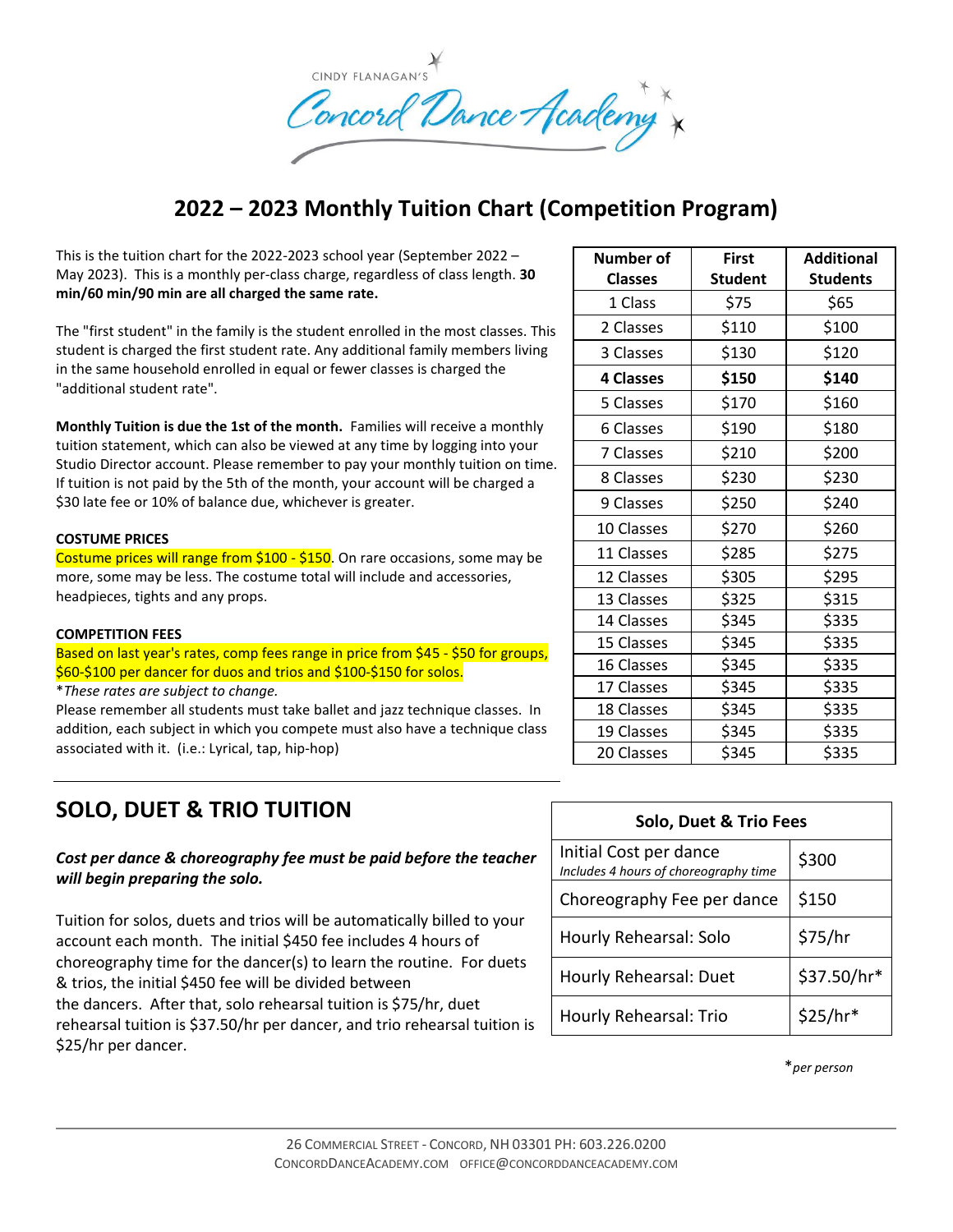CINDY FLANAGAN'S

Concord Dance Academy

# 2022 – 2023 Monthly Tuition Chart (Competition Program)

This is the tuition chart for the 2022-2023 school year (September 2022 – May 2023). This is a monthly per-class charge, regardless of class length. **30 min/60 min/90 min are all charged the same rate.**

The "first student" in the family is the student enrolled in the most classes. This student is charged the first student rate. Any additional family members living in the same household enrolled in equal or fewer classes is charged the "additional student rate".

**Monthly Tuition is due the 1st of the month.** Families will receive a monthly tuition statement, which can also be viewed at any time by logging into your Studio Director account. Please remember to pay your monthly tuition on time. If tuition is not paid by the 5th of the month, your account will be charged a $30 late fee or 10% of balance due, whichever is greater.

| Number of Classes | First Student | Additional Students |
|---|---|---|
| 1 Class | $75 | $65 |
| 2 Classes | $110 | $100 |
| 3 Classes | $130 | $120 |
| **4 Classes** | **$150** | **$140** |
| 5 Classes | $170 | $160 |
| 6 Classes | $190 | $180 |
| 7 Classes | $210 | $200 |
| 8 Classes | $230 | $230 |
| 9 Classes | $250 | $240 |
| 10 Classes | $270 | $260 |
| 11 Classes | $285 | $275 |
| 12 Classes | $305 | $295 |
| 13 Classes | $325 | $315 |
| 14 Classes | $345 | $335 |
| 15 Classes | $345 | $335 |
| 16 Classes | $345 | $335 |
| 17 Classes | $345 | $335 |
| 18 Classes | $345 | $335 |
| 19 Classes | $345 | $335 |
| 20 Classes | $345 | $335 |

**COSTUME PRICES**

Costume prices will range from $100 - $150. On rare occasions, some may be more, some may be less. The costume total will include and accessories, headpieces, tights and any props.

**COMPETITION FEES**

Based on last year's rates, comp fees range in price from $45 - $50 for groups, $60-$100 per dancer for duos and trios and $100-$150 for solos.

**These rates are subject to change.*

Please remember all students must take ballet and jazz technique classes. In addition, each subject in which you compete must also have a technique class associated with it. (i.e.: Lyrical, tap, hip-hop)

## SOLO, DUET & TRIO TUITION

***Cost per dance & choreography fee must be paid before the teacher will begin preparing the solo.***

Tuition for solos, duets and trios will be automatically billed to your account each month. The initial $450 fee includes 4 hours of choreography time for the dancer(s) to learn the routine. For duets & trios, the initial $450 fee will be divided between the dancers. After that, solo rehearsal tuition is $75/hr, duet rehearsal tuition is $37.50/hr per dancer, and trio rehearsal tuition is $25/hr per dancer.

| Solo, Duet & Trio Fees | |
|---|---|
| Initial Cost per dance *Includes 4 hours of choreography time* | $300 |
| Choreography Fee per dance | $150 |
| Hourly Rehearsal: Solo | $75/hr |
| Hourly Rehearsal: Duet | $37.50/hr* |
| Hourly Rehearsal: Trio | $25/hr* |

**per person*

26 Commercial Street - Concord, NH 03301 PH: 603.226.0200
ConcordDanceAcademy.com office@concorddanceacademy.com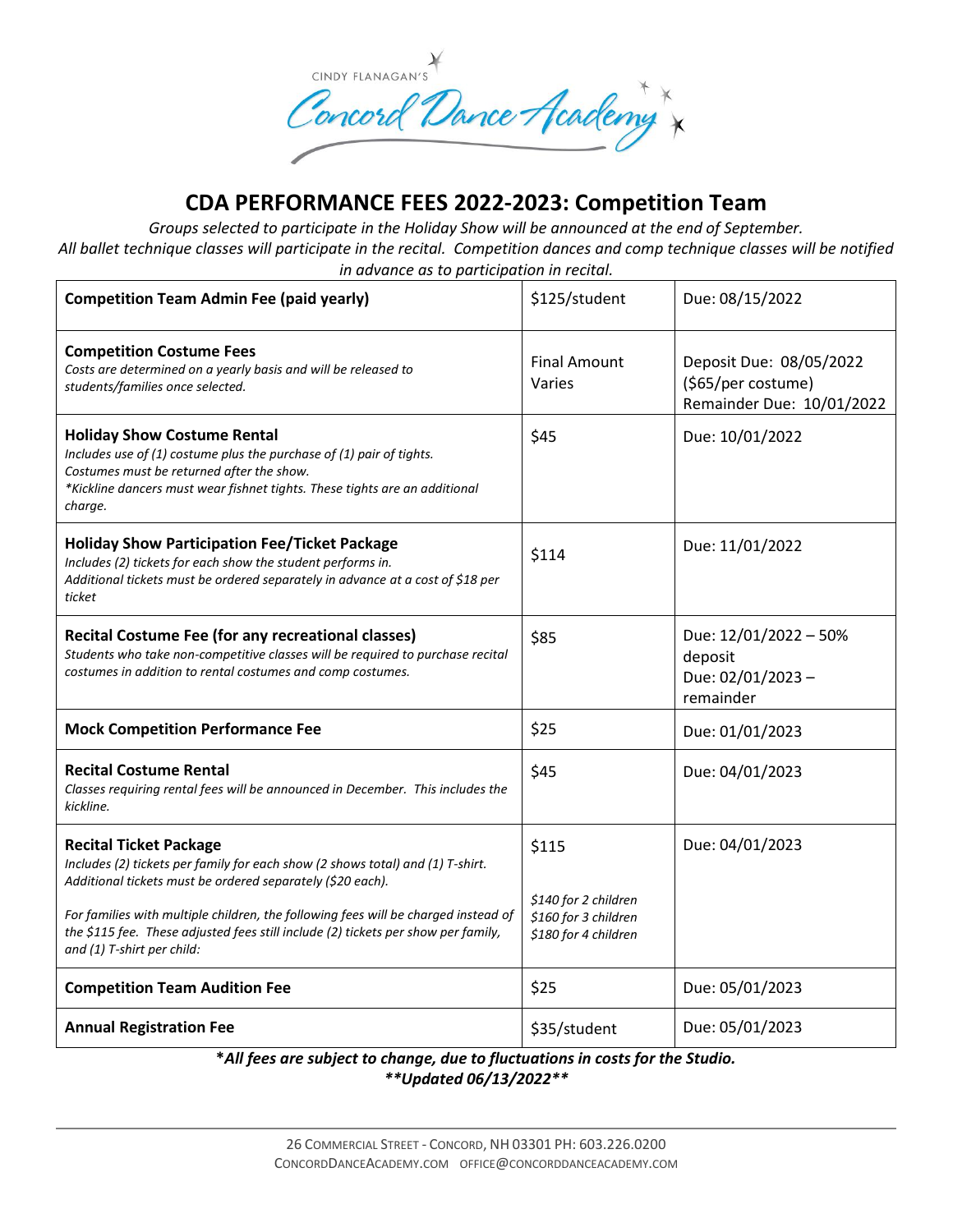CINDY FLANAGAN'S

Concord Dance Academy

# CDA PERFORMANCE FEES 2022-2023: Competition Team

*Groups selected to participate in the Holiday Show will be announced at the end of September.*
*All ballet technique classes will participate in the recital. Competition dances and comp technique classes will be notified in advance as to participation in recital.*

| | | |
|---|---|---|
| **Competition Team Admin Fee (paid yearly)** | $125/student | Due: 08/15/2022 |
| **Competition Costume Fees**<br>*Costs are determined on a yearly basis and will be released to students/families once selected.* | Final Amount Varies | Deposit Due: 08/05/2022 ($65/per costume)<br>Remainder Due: 10/01/2022 |
| **Holiday Show Costume Rental**<br>*Includes use of (1) costume plus the purchase of (1) pair of tights. Costumes must be returned after the show.*<br>*\*Kickline dancers must wear fishnet tights. These tights are an additional charge.* | $45 | Due: 10/01/2022 |
| **Holiday Show Participation Fee/Ticket Package**<br>*Includes (2) tickets for each show the student performs in. Additional tickets must be ordered separately in advance at a cost of $18 per ticket* | $114 | Due: 11/01/2022 |
| **Recital Costume Fee (for any recreational classes)**<br>*Students who take non-competitive classes will be required to purchase recital costumes in addition to rental costumes and comp costumes.* | $85 | Due: 12/01/2022 – 50% deposit<br>Due: 02/01/2023 – remainder |
| **Mock Competition Performance Fee** | $25 | Due: 01/01/2023 |
| **Recital Costume Rental**<br>*Classes requiring rental fees will be announced in December. This includes the kickline.* | $45 | Due: 04/01/2023 |
| **Recital Ticket Package**<br>*Includes (2) tickets per family for each show (2 shows total) and (1) T-shirt. Additional tickets must be ordered separately ($20 each).*<br>*For families with multiple children, the following fees will be charged instead of the $115 fee. These adjusted fees still include (2) tickets per show per family, and (1) T-shirt per child:* | $115<br>*$140 for 2 children*<br>*$160 for 3 children*<br>*$180 for 4 children* | Due: 04/01/2023 |
| **Competition Team Audition Fee** | $25 | Due: 05/01/2023 |
| **Annual Registration Fee** | $35/student | Due: 05/01/2023 |

***All fees are subject to change, due to fluctuations in costs for the Studio.***
***\*\*Updated 06/13/2022\*\****

26 COMMERCIAL STREET - CONCORD, NH 03301 PH: 603.226.0200
CONCORDDANCEACADEMY.COM OFFICE@CONCORDDANCEACADEMY.COM